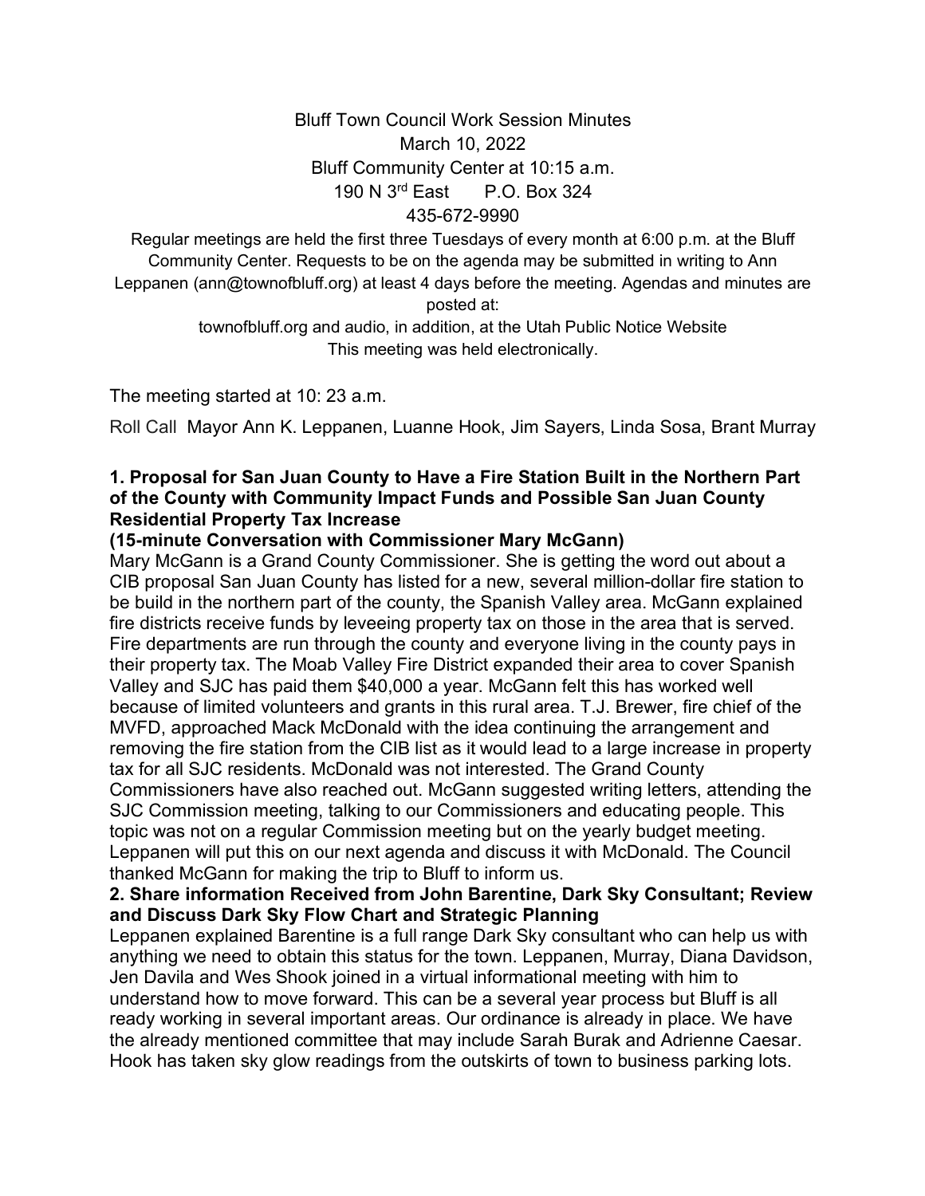Bluff Town Council Work Session Minutes
March 10, 2022
Bluff Community Center at 10:15 a.m.
190 N 3rd East P.O. Box 324
435-672-9990

Regular meetings are held the first three Tuesdays of every month at 6:00 p.m. at the Bluff Community Center. Requests to be on the agenda may be submitted in writing to Ann Leppanen (ann@townofbluff.org) at least 4 days before the meeting. Agendas and minutes are posted at:
townofbluff.org and audio, in addition, at the Utah Public Notice Website
This meeting was held electronically.

The meeting started at 10: 23 a.m.

Roll Call Mayor Ann K. Leppanen, Luanne Hook, Jim Sayers, Linda Sosa, Brant Murray

**1. Proposal for San Juan County to Have a Fire Station Built in the Northern Part of the County with Community Impact Funds and Possible San Juan County Residential Property Tax Increase**
**(15-minute Conversation with Commissioner Mary McGann)**

Mary McGann is a Grand County Commissioner. She is getting the word out about a CIB proposal San Juan County has listed for a new, several million-dollar fire station to be build in the northern part of the county, the Spanish Valley area. McGann explained fire districts receive funds by leveeing property tax on those in the area that is served. Fire departments are run through the county and everyone living in the county pays in their property tax. The Moab Valley Fire District expanded their area to cover Spanish Valley and SJC has paid them $40,000 a year. McGann felt this has worked well because of limited volunteers and grants in this rural area. T.J. Brewer, fire chief of the MVFD, approached Mack McDonald with the idea continuing the arrangement and removing the fire station from the CIB list as it would lead to a large increase in property tax for all SJC residents. McDonald was not interested. The Grand County Commissioners have also reached out. McGann suggested writing letters, attending the SJC Commission meeting, talking to our Commissioners and educating people. This topic was not on a regular Commission meeting but on the yearly budget meeting. Leppanen will put this on our next agenda and discuss it with McDonald. The Council thanked McGann for making the trip to Bluff to inform us.

**2. Share information Received from John Barentine, Dark Sky Consultant; Review and Discuss Dark Sky Flow Chart and Strategic Planning**

Leppanen explained Barentine is a full range Dark Sky consultant who can help us with anything we need to obtain this status for the town. Leppanen, Murray, Diana Davidson, Jen Davila and Wes Shook joined in a virtual informational meeting with him to understand how to move forward. This can be a several year process but Bluff is all ready working in several important areas. Our ordinance is already in place. We have the already mentioned committee that may include Sarah Burak and Adrienne Caesar. Hook has taken sky glow readings from the outskirts of town to business parking lots.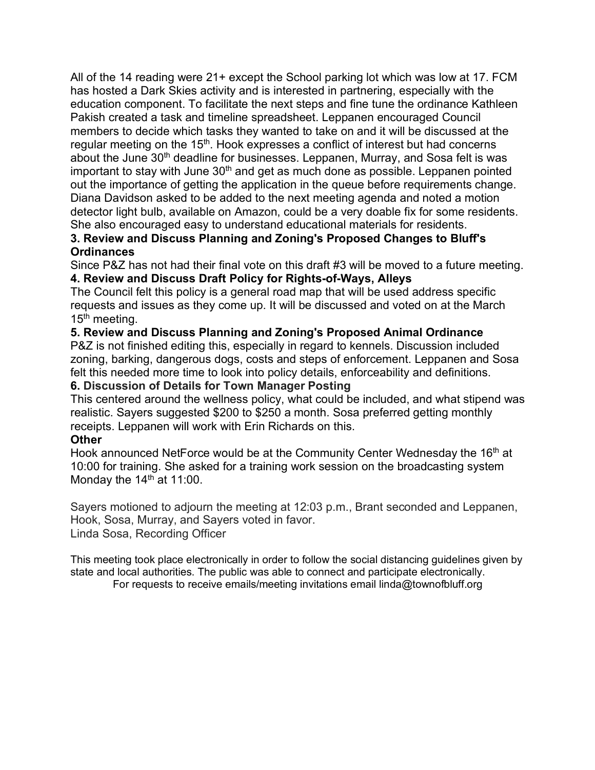All of the 14 reading were 21+ except the School parking lot which was low at 17. FCM has hosted a Dark Skies activity and is interested in partnering, especially with the education component. To facilitate the next steps and fine tune the ordinance Kathleen Pakish created a task and timeline spreadsheet. Leppanen encouraged Council members to decide which tasks they wanted to take on and it will be discussed at the regular meeting on the 15th. Hook expresses a conflict of interest but had concerns about the June 30th deadline for businesses. Leppanen, Murray, and Sosa felt is was important to stay with June 30th and get as much done as possible. Leppanen pointed out the importance of getting the application in the queue before requirements change. Diana Davidson asked to be added to the next meeting agenda and noted a motion detector light bulb, available on Amazon, could be a very doable fix for some residents. She also encouraged easy to understand educational materials for residents.

**3. Review and Discuss Planning and Zoning's Proposed Changes to Bluff's Ordinances**

Since P&Z has not had their final vote on this draft #3 will be moved to a future meeting.

**4. Review and Discuss Draft Policy for Rights-of-Ways, Alleys**

The Council felt this policy is a general road map that will be used address specific requests and issues as they come up. It will be discussed and voted on at the March 15th meeting.

**5. Review and Discuss Planning and Zoning's Proposed Animal Ordinance**

P&Z is not finished editing this, especially in regard to kennels. Discussion included zoning, barking, dangerous dogs, costs and steps of enforcement. Leppanen and Sosa felt this needed more time to look into policy details, enforceability and definitions.

**6. Discussion of Details for Town Manager Posting**

This centered around the wellness policy, what could be included, and what stipend was realistic. Sayers suggested $200 to $250 a month. Sosa preferred getting monthly receipts. Leppanen will work with Erin Richards on this.

**Other**

Hook announced NetForce would be at the Community Center Wednesday the 16th at 10:00 for training. She asked for a training work session on the broadcasting system Monday the 14th at 11:00.

Sayers motioned to adjourn the meeting at 12:03 p.m., Brant seconded and Leppanen, Hook, Sosa, Murray, and Sayers voted in favor.
Linda Sosa, Recording Officer

This meeting took place electronically in order to follow the social distancing guidelines given by state and local authorities. The public was able to connect and participate electronically.
For requests to receive emails/meeting invitations email linda@townofbluff.org